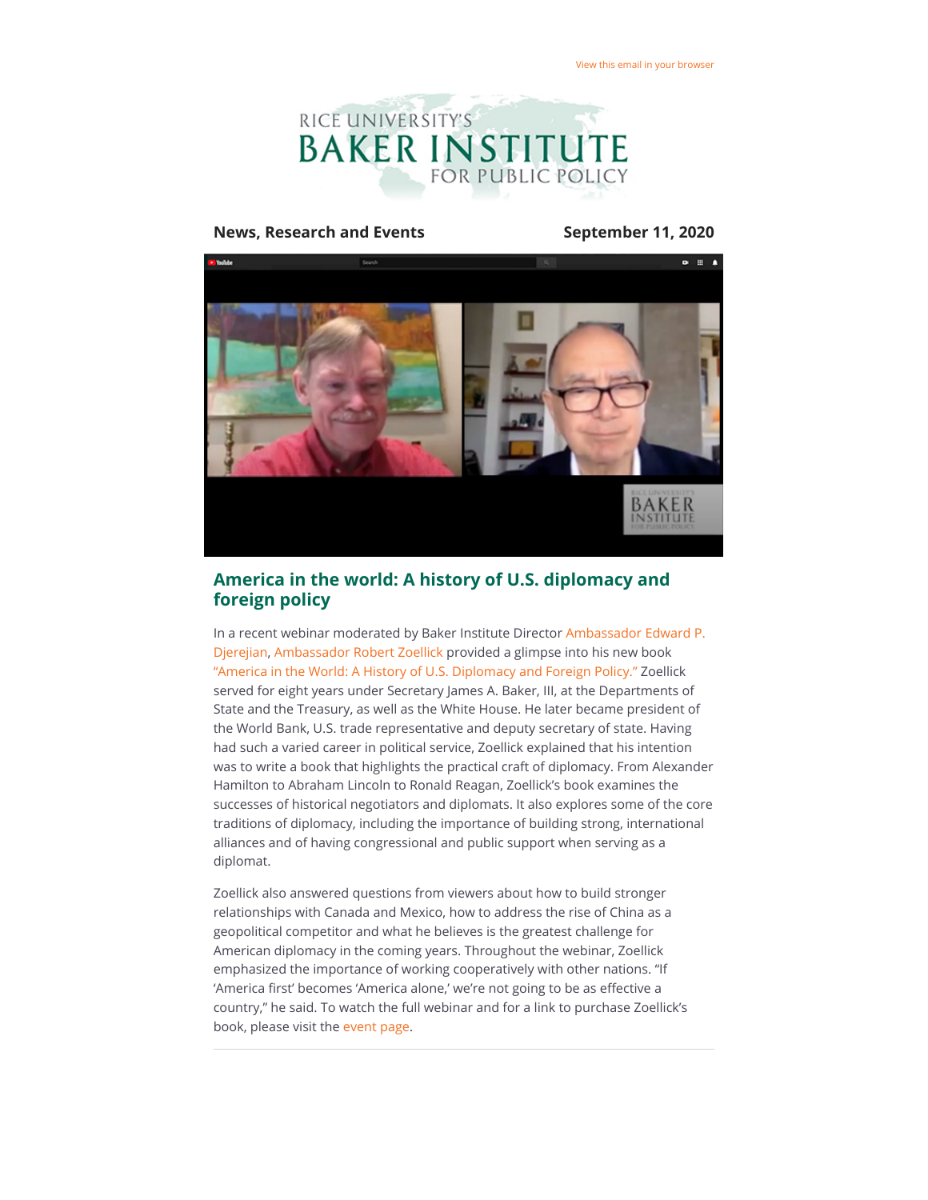View this email in your browser

RICE UNIVERSITY'S BAKER INSTITUTE FOR PUBLIC POLICY

**News, Research and Events** **September 11, 2020**

## America in the world: A history of U.S. diplomacy and foreign policy

In a recent webinar moderated by Baker Institute Director Ambassador Edward P. Djerejian, Ambassador Robert Zoellick provided a glimpse into his new book "America in the World: A History of U.S. Diplomacy and Foreign Policy." Zoellick served for eight years under Secretary James A. Baker, III, at the Departments of State and the Treasury, as well as the White House. He later became president of the World Bank, U.S. trade representative and deputy secretary of state. Having had such a varied career in political service, Zoellick explained that his intention was to write a book that highlights the practical craft of diplomacy. From Alexander Hamilton to Abraham Lincoln to Ronald Reagan, Zoellick's book examines the successes of historical negotiators and diplomats. It also explores some of the core traditions of diplomacy, including the importance of building strong, international alliances and of having congressional and public support when serving as a diplomat.

Zoellick also answered questions from viewers about how to build stronger relationships with Canada and Mexico, how to address the rise of China as a geopolitical competitor and what he believes is the greatest challenge for American diplomacy in the coming years. Throughout the webinar, Zoellick emphasized the importance of working cooperatively with other nations. "If 'America first' becomes 'America alone,' we're not going to be as effective a country," he said. To watch the full webinar and for a link to purchase Zoellick's book, please visit the event page.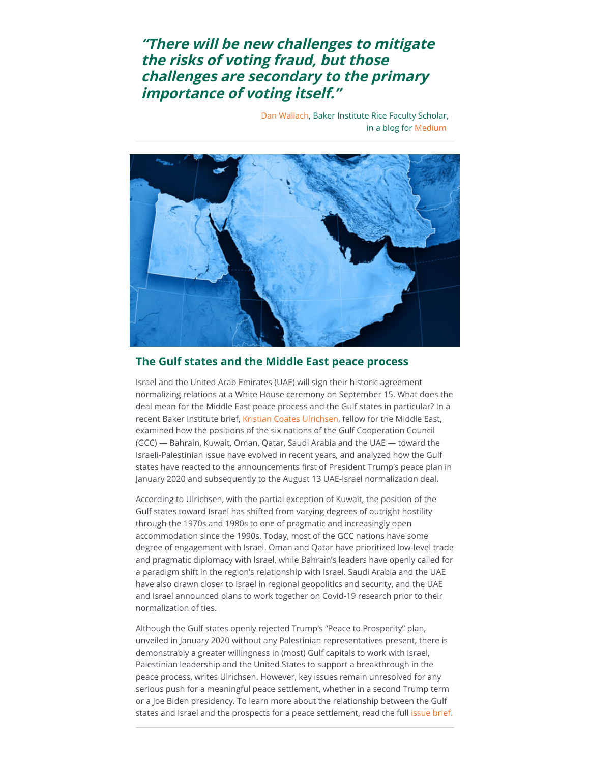> ***"There will be new challenges to mitigate the risks of voting fraud, but those challenges are secondary to the primary importance of voting itself."***
>
> Dan Wallach, Baker Institute Rice Faculty Scholar, in a blog for Medium

## The Gulf states and the Middle East peace process

Israel and the United Arab Emirates (UAE) will sign their historic agreement normalizing relations at a White House ceremony on September 15. What does the deal mean for the Middle East peace process and the Gulf states in particular? In a recent Baker Institute brief, Kristian Coates Ulrichsen, fellow for the Middle East, examined how the positions of the six nations of the Gulf Cooperation Council (GCC) — Bahrain, Kuwait, Oman, Qatar, Saudi Arabia and the UAE — toward the Israeli-Palestinian issue have evolved in recent years, and analyzed how the Gulf states have reacted to the announcements first of President Trump's peace plan in January 2020 and subsequently to the August 13 UAE-Israel normalization deal.

According to Ulrichsen, with the partial exception of Kuwait, the position of the Gulf states toward Israel has shifted from varying degrees of outright hostility through the 1970s and 1980s to one of pragmatic and increasingly open accommodation since the 1990s. Today, most of the GCC nations have some degree of engagement with Israel. Oman and Qatar have prioritized low-level trade and pragmatic diplomacy with Israel, while Bahrain's leaders have openly called for a paradigm shift in the region's relationship with Israel. Saudi Arabia and the UAE have also drawn closer to Israel in regional geopolitics and security, and the UAE and Israel announced plans to work together on Covid-19 research prior to their normalization of ties.

Although the Gulf states openly rejected Trump's "Peace to Prosperity" plan, unveiled in January 2020 without any Palestinian representatives present, there is demonstrably a greater willingness in (most) Gulf capitals to work with Israel, Palestinian leadership and the United States to support a breakthrough in the peace process, writes Ulrichsen. However, key issues remain unresolved for any serious push for a meaningful peace settlement, whether in a second Trump term or a Joe Biden presidency. To learn more about the relationship between the Gulf states and Israel and the prospects for a peace settlement, read the full issue brief.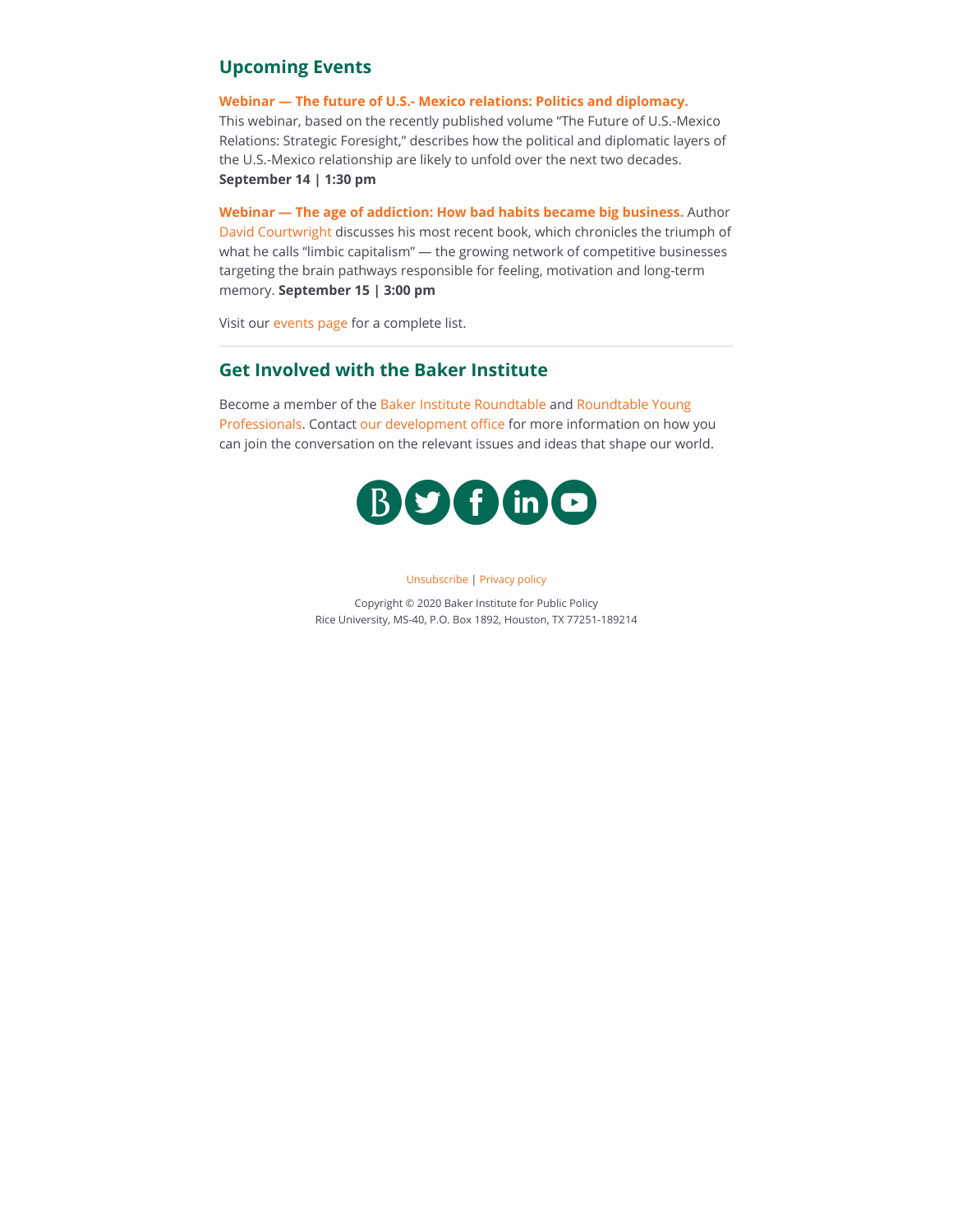## Upcoming Events

**Webinar — The future of U.S.- Mexico relations: Politics and diplomacy.** This webinar, based on the recently published volume "The Future of U.S.-Mexico Relations: Strategic Foresight," describes how the political and diplomatic layers of the U.S.-Mexico relationship are likely to unfold over the next two decades. **September 14 | 1:30 pm**

**Webinar — The age of addiction: How bad habits became big business.** Author David Courtwright discusses his most recent book, which chronicles the triumph of what he calls "limbic capitalism" — the growing network of competitive businesses targeting the brain pathways responsible for feeling, motivation and long-term memory. **September 15 | 3:00 pm**

Visit our events page for a complete list.

---

## Get Involved with the Baker Institute

Become a member of the Baker Institute Roundtable and Roundtable Young Professionals. Contact our development office for more information on how you can join the conversation on the relevant issues and ideas that shape our world.

Unsubscribe | Privacy policy

Copyright © 2020 Baker Institute for Public Policy
Rice University, MS-40, P.O. Box 1892, Houston, TX 77251-189214